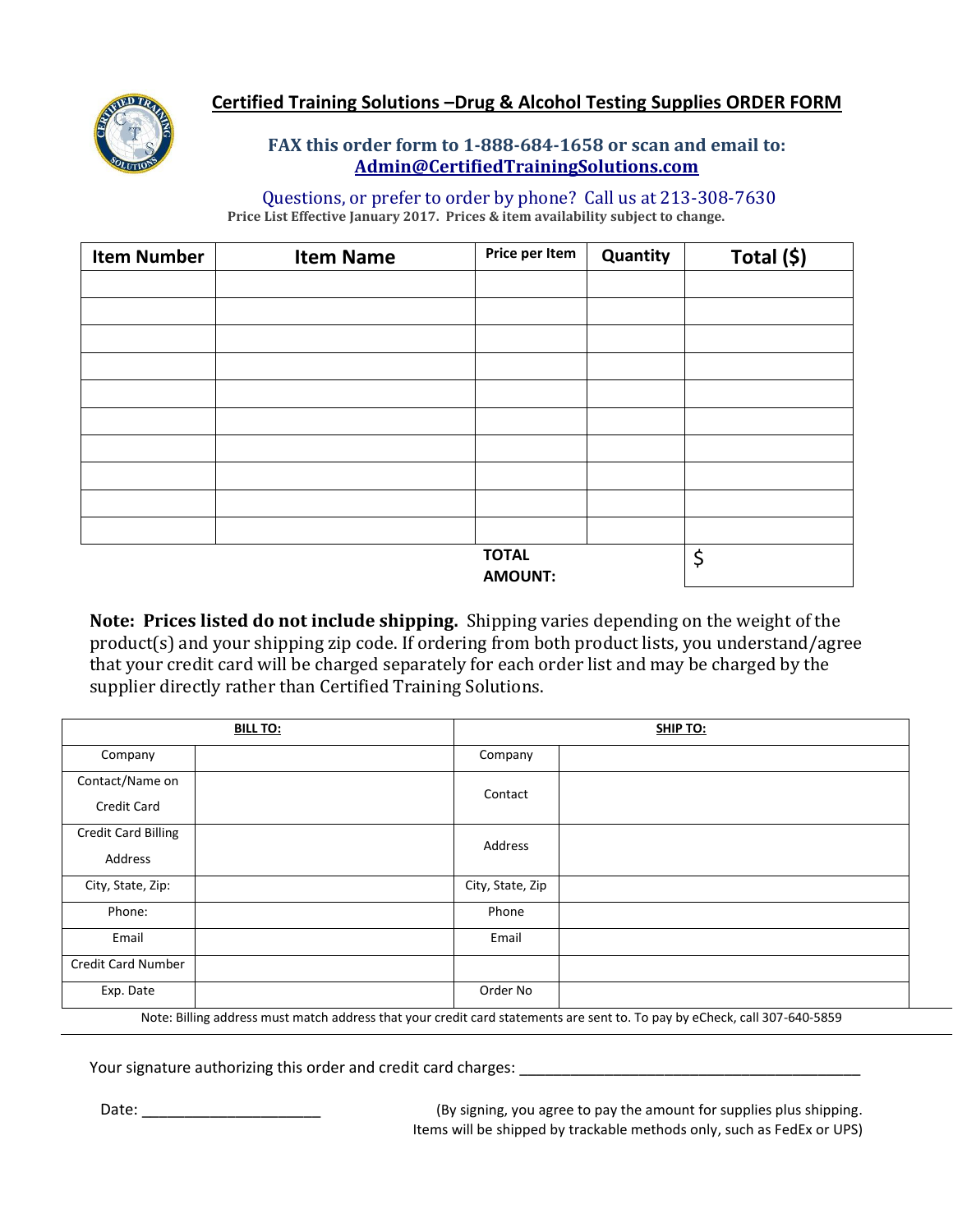# Certified Training Solutions –Drug & Alcohol Testing Supplies ORDER FORM

**FAX this order form to 1-888-684-1658 or scan and email to: Admin@CertifiedTrainingSolutions.com**

Questions, or prefer to order by phone? Call us at 213-308-7630

**Price List Effective January 2017. Prices & item availability subject to change.**

| Item Number | Item Name | Price per Item | Quantity | Total ($) |
|---|---|---|---|---|
| | | | | |
| | | | | |
| | | | | |
| | | | | |
| | | | | |
| | | | | |
| | | | | |
| | | | | |
| | | | | |
| | | | | |
| | | TOTAL AMOUNT: | | $ |

**Note: Prices listed do not include shipping.** Shipping varies depending on the weight of the product(s) and your shipping zip code. If ordering from both product lists, you understand/agree that your credit card will be charged separately for each order list and may be charged by the supplier directly rather than Certified Training Solutions.

| BILL TO: | | SHIP TO: | |
|---|---|---|---|
| Company | | Company | |
| Contact/Name on Credit Card | | Contact | |
| Credit Card Billing Address | | Address | |
| City, State, Zip: | | City, State, Zip | |
| Phone: | | Phone | |
| Email | | Email | |
| Credit Card Number | | | |
| Exp. Date | | Order No | |

Note: Billing address must match address that your credit card statements are sent to. To pay by eCheck, call 307-640-5859

Your signature authorizing this order and credit card charges: ________________________________________

Date: ______________________

(By signing, you agree to pay the amount for supplies plus shipping. Items will be shipped by trackable methods only, such as FedEx or UPS)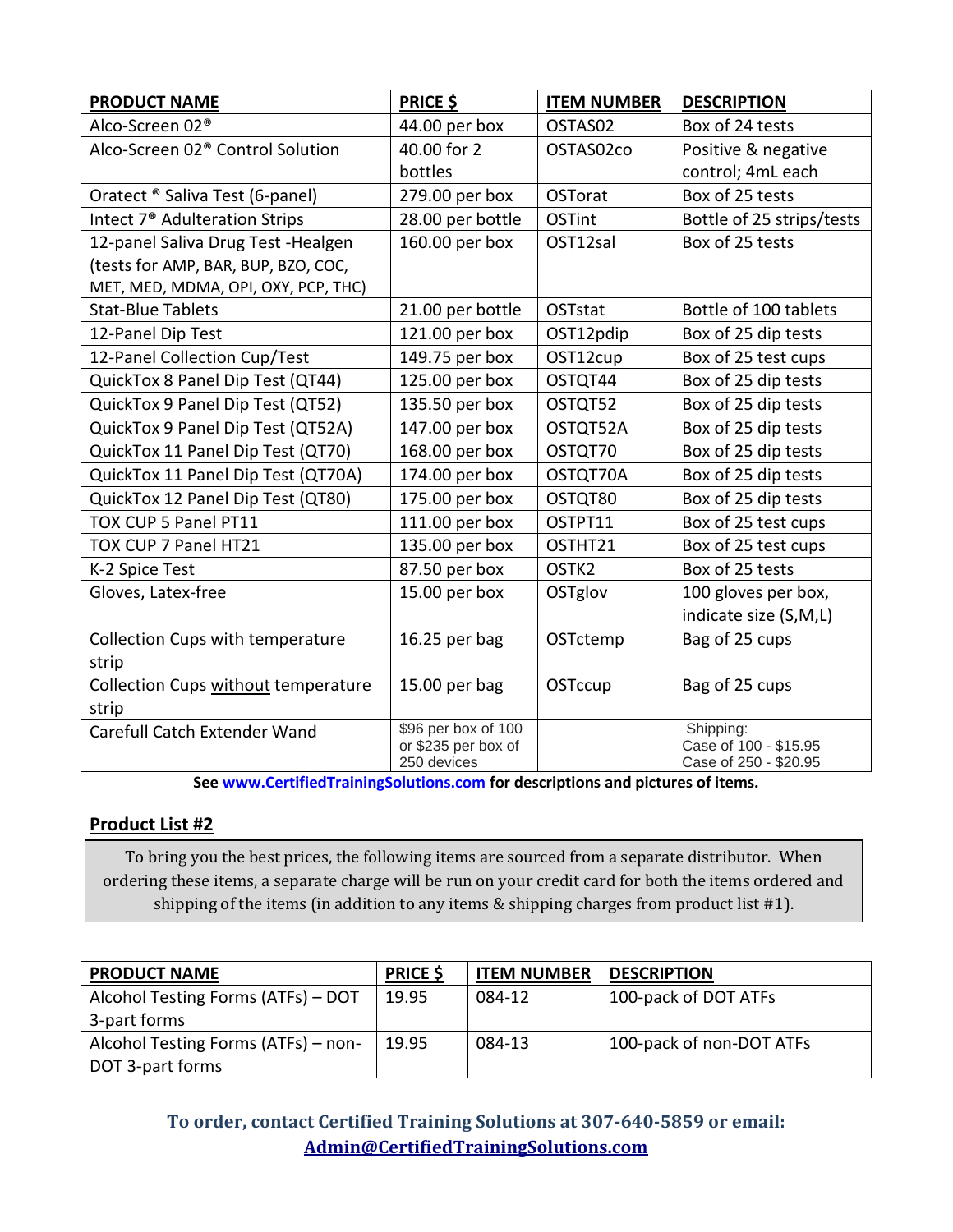| PRODUCT NAME | PRICE $ | ITEM NUMBER | DESCRIPTION |
|---|---|---|---|
| Alco-Screen 02® | 44.00 per box | OSTAS02 | Box of 24 tests |
| Alco-Screen 02® Control Solution | 40.00 for 2 bottles | OSTAS02co | Positive & negative control; 4mL each |
| Oratect ® Saliva Test (6-panel) | 279.00 per box | OStorat | Box of 25 tests |
| Intect 7® Adulteration Strips | 28.00 per bottle | OStint | Bottle of 25 strips/tests |
| 12-panel Saliva Drug Test -Healgen (tests for AMP, BAR, BUP, BZO, COC, MET, MED, MDMA, OPI, OXY, PCP, THC) | 160.00 per box | OST12sal | Box of 25 tests |
| Stat-Blue Tablets | 21.00 per bottle | OSTstat | Bottle of 100 tablets |
| 12-Panel Dip Test | 121.00 per box | OST12pdip | Box of 25 dip tests |
| 12-Panel Collection Cup/Test | 149.75 per box | OST12cup | Box of 25 test cups |
| QuickTox 8 Panel Dip Test (QT44) | 125.00 per box | OSTQT44 | Box of 25 dip tests |
| QuickTox 9 Panel Dip Test (QT52) | 135.50 per box | OSTQT52 | Box of 25 dip tests |
| QuickTox 9 Panel Dip Test (QT52A) | 147.00 per box | OSTQT52A | Box of 25 dip tests |
| QuickTox 11 Panel Dip Test (QT70) | 168.00 per box | OSTQT70 | Box of 25 dip tests |
| QuickTox 11 Panel Dip Test (QT70A) | 174.00 per box | OSTQT70A | Box of 25 dip tests |
| QuickTox 12 Panel Dip Test (QT80) | 175.00 per box | OSTQT80 | Box of 25 dip tests |
| TOX CUP 5 Panel PT11 | 111.00 per box | OSTPT11 | Box of 25 test cups |
| TOX CUP 7 Panel HT21 | 135.00 per box | OSTHT21 | Box of 25 test cups |
| K-2 Spice Test | 87.50 per box | OSTK2 | Box of 25 tests |
| Gloves, Latex-free | 15.00 per box | OSTglov | 100 gloves per box, indicate size (S,M,L) |
| Collection Cups with temperature strip | 16.25 per bag | OSTctemp | Bag of 25 cups |
| Collection Cups <u>without</u> temperature strip | 15.00 per bag | OSTccup | Bag of 25 cups |
| Carefull Catch Extender Wand | $96 per box of 100 or $235 per box of 250 devices | | Shipping: Case of 100 - $15.95 Case of 250 - $20.95 |

**See www.CertifiedTrainingSolutions.com for descriptions and pictures of items.**

## Product List #2

To bring you the best prices, the following items are sourced from a separate distributor. When ordering these items, a separate charge will be run on your credit card for both the items ordered and shipping of the items (in addition to any items & shipping charges from product list #1).

| PRODUCT NAME | PRICE $ | ITEM NUMBER | DESCRIPTION |
|---|---|---|---|
| Alcohol Testing Forms (ATFs) – DOT 3-part forms | 19.95 | 084-12 | 100-pack of DOT ATFs |
| Alcohol Testing Forms (ATFs) – non-DOT 3-part forms | 19.95 | 084-13 | 100-pack of non-DOT ATFs |

**To order, contact Certified Training Solutions at 307-640-5859 or email: Admin@CertifiedTrainingSolutions.com**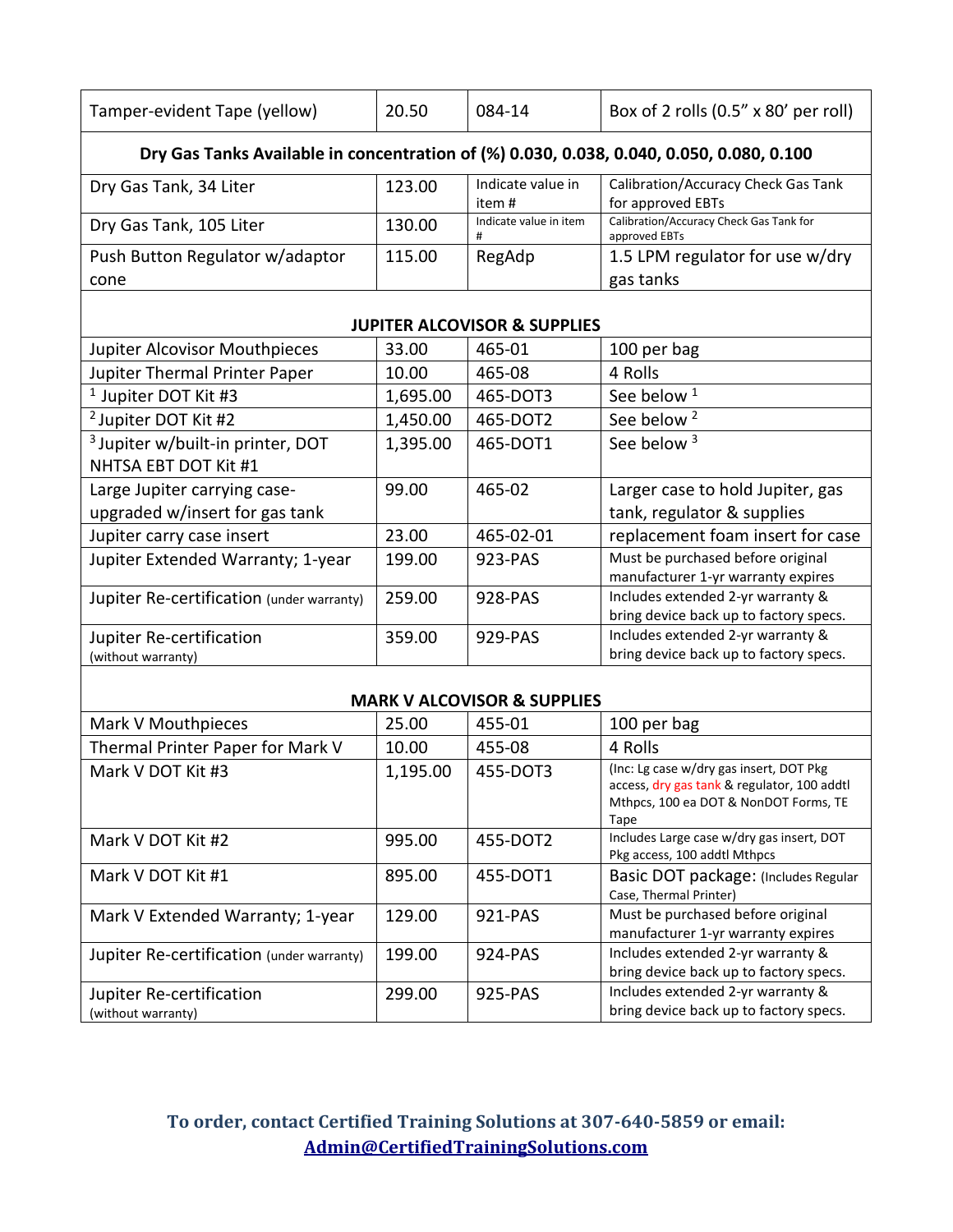| Tamper-evident Tape (yellow) | 20.50 | 084-14 | Box of 2 rolls (0.5" x 80' per roll) |
|---|---|---|---|
| **Dry Gas Tanks Available in concentration of (%) 0.030, 0.038, 0.040, 0.050, 0.080, 0.100** | | | |
| Dry Gas Tank, 34 Liter | 123.00 | Indicate value in item # | Calibration/Accuracy Check Gas Tank for approved EBTs |
| Dry Gas Tank, 105 Liter | 130.00 | Indicate value in item # | Calibration/Accuracy Check Gas Tank for approved EBTs |
| Push Button Regulator w/adaptor cone | 115.00 | RegAdp | 1.5 LPM regulator for use w/dry gas tanks |
| **JUPITER ALCOVISOR & SUPPLIES** | | | |
| Jupiter Alcovisor Mouthpieces | 33.00 | 465-01 | 100 per bag |
| Jupiter Thermal Printer Paper | 10.00 | 465-08 | 4 Rolls |
| [1] Jupiter DOT Kit #3 | 1,695.00 | 465-DOT3 | See below [1] |
| [2] Jupiter DOT Kit #2 | 1,450.00 | 465-DOT2 | See below [2] |
| [3] Jupiter w/built-in printer, DOT NHTSA EBT DOT Kit #1 | 1,395.00 | 465-DOT1 | See below [3] |
| Large Jupiter carrying case-upgraded w/insert for gas tank | 99.00 | 465-02 | Larger case to hold Jupiter, gas tank, regulator & supplies |
| Jupiter carry case insert | 23.00 | 465-02-01 | replacement foam insert for case |
| Jupiter Extended Warranty; 1-year | 199.00 | 923-PAS | Must be purchased before original manufacturer 1-yr warranty expires |
| Jupiter Re-certification (under warranty) | 259.00 | 928-PAS | Includes extended 2-yr warranty & bring device back up to factory specs. |
| Jupiter Re-certification (without warranty) | 359.00 | 929-PAS | Includes extended 2-yr warranty & bring device back up to factory specs. |
| **MARK V ALCOVISOR & SUPPLIES** | | | |
| Mark V Mouthpieces | 25.00 | 455-01 | 100 per bag |
| Thermal Printer Paper for Mark V | 10.00 | 455-08 | 4 Rolls |
| Mark V DOT Kit #3 | 1,195.00 | 455-DOT3 | (Inc: Lg case w/dry gas insert, DOT Pkg access, dry gas tank & regulator, 100 addtl Mthpcs, 100 ea DOT & NonDOT Forms, TE Tape |
| Mark V DOT Kit #2 | 995.00 | 455-DOT2 | Includes Large case w/dry gas insert, DOT Pkg access, 100 addtl Mthpcs |
| Mark V DOT Kit #1 | 895.00 | 455-DOT1 | Basic DOT package: (Includes Regular Case, Thermal Printer) |
| Mark V Extended Warranty; 1-year | 129.00 | 921-PAS | Must be purchased before original manufacturer 1-yr warranty expires |
| Jupiter Re-certification (under warranty) | 199.00 | 924-PAS | Includes extended 2-yr warranty & bring device back up to factory specs. |
| Jupiter Re-certification (without warranty) | 299.00 | 925-PAS | Includes extended 2-yr warranty & bring device back up to factory specs. |

**To order, contact Certified Training Solutions at 307-640-5859 or email: Admin@CertifiedTrainingSolutions.com**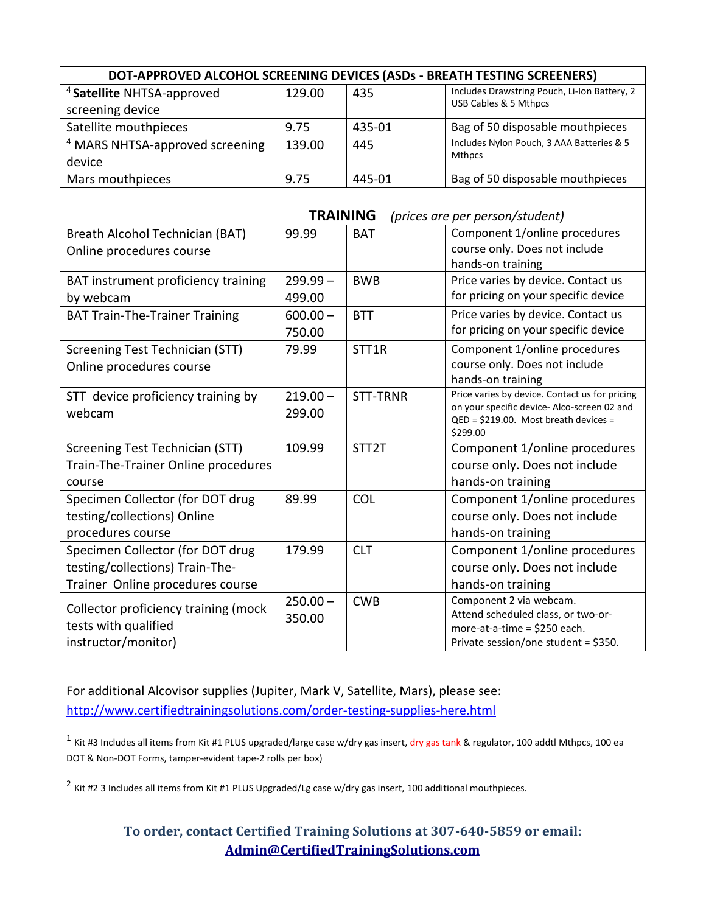| DOT-APPROVED ALCOHOL SCREENING DEVICES (ASDs - BREATH TESTING SCREENERS) | | | |
|---|---|---|---|
| [4] **Satellite** NHTSA-approved screening device | 129.00 | 435 | Includes Drawstring Pouch, Li-Ion Battery, 2 USB Cables & 5 Mthpcs |
| Satellite mouthpieces | 9.75 | 435-01 | Bag of 50 disposable mouthpieces |
| [4] MARS NHTSA-approved screening device | 139.00 | 445 | Includes Nylon Pouch, 3 AAA Batteries & 5 Mthpcs |
| Mars mouthpieces | 9.75 | 445-01 | Bag of 50 disposable mouthpieces |
| **TRAINING** *(prices are per person/student)* | | | |
| Breath Alcohol Technician (BAT) Online procedures course | 99.99 | BAT | Component 1/online procedures course only. Does not include hands-on training |
| BAT instrument proficiency training by webcam | 299.99 – 499.00 | BWB | Price varies by device. Contact us for pricing on your specific device |
| BAT Train-The-Trainer Training | 600.00 – 750.00 | BTT | Price varies by device. Contact us for pricing on your specific device |
| Screening Test Technician (STT) Online procedures course | 79.99 | STT1R | Component 1/online procedures course only. Does not include hands-on training |
| STT device proficiency training by webcam | 219.00 – 299.00 | STT-TRNR | Price varies by device. Contact us for pricing on your specific device- Alco-screen 02 and QED = $219.00. Most breath devices = $299.00 |
| Screening Test Technician (STT) Train-The-Trainer Online procedures course | 109.99 | STT2T | Component 1/online procedures course only. Does not include hands-on training |
| Specimen Collector (for DOT drug testing/collections) Online procedures course | 89.99 | COL | Component 1/online procedures course only. Does not include hands-on training |
| Specimen Collector (for DOT drug testing/collections) Train-The-Trainer Online procedures course | 179.99 | CLT | Component 1/online procedures course only. Does not include hands-on training |
| Collector proficiency training (mock tests with qualified instructor/monitor) | 250.00 – 350.00 | CWB | Component 2 via webcam. Attend scheduled class, or two-or-more-at-a-time = $250 each. Private session/one student = $350. |

For additional Alcovisor supplies (Jupiter, Mark V, Satellite, Mars), please see: [http://www.certifiedtrainingsolutions.com/order-testing-supplies-here.html](http://www.certifiedtrainingsolutions.com/order-testing-supplies-here.html)

[1] Kit #3 Includes all items from Kit #1 PLUS upgraded/large case w/dry gas insert, dry gas tank & regulator, 100 addtl Mthpcs, 100 ea DOT & Non-DOT Forms, tamper-evident tape-2 rolls per box)

[2] Kit #2 3 Includes all items from Kit #1 PLUS Upgraded/Lg case w/dry gas insert, 100 additional mouthpieces.

**To order, contact Certified Training Solutions at 307-640-5859 or email: [Admin@CertifiedTrainingSolutions.com](mailto:Admin@CertifiedTrainingSolutions.com)**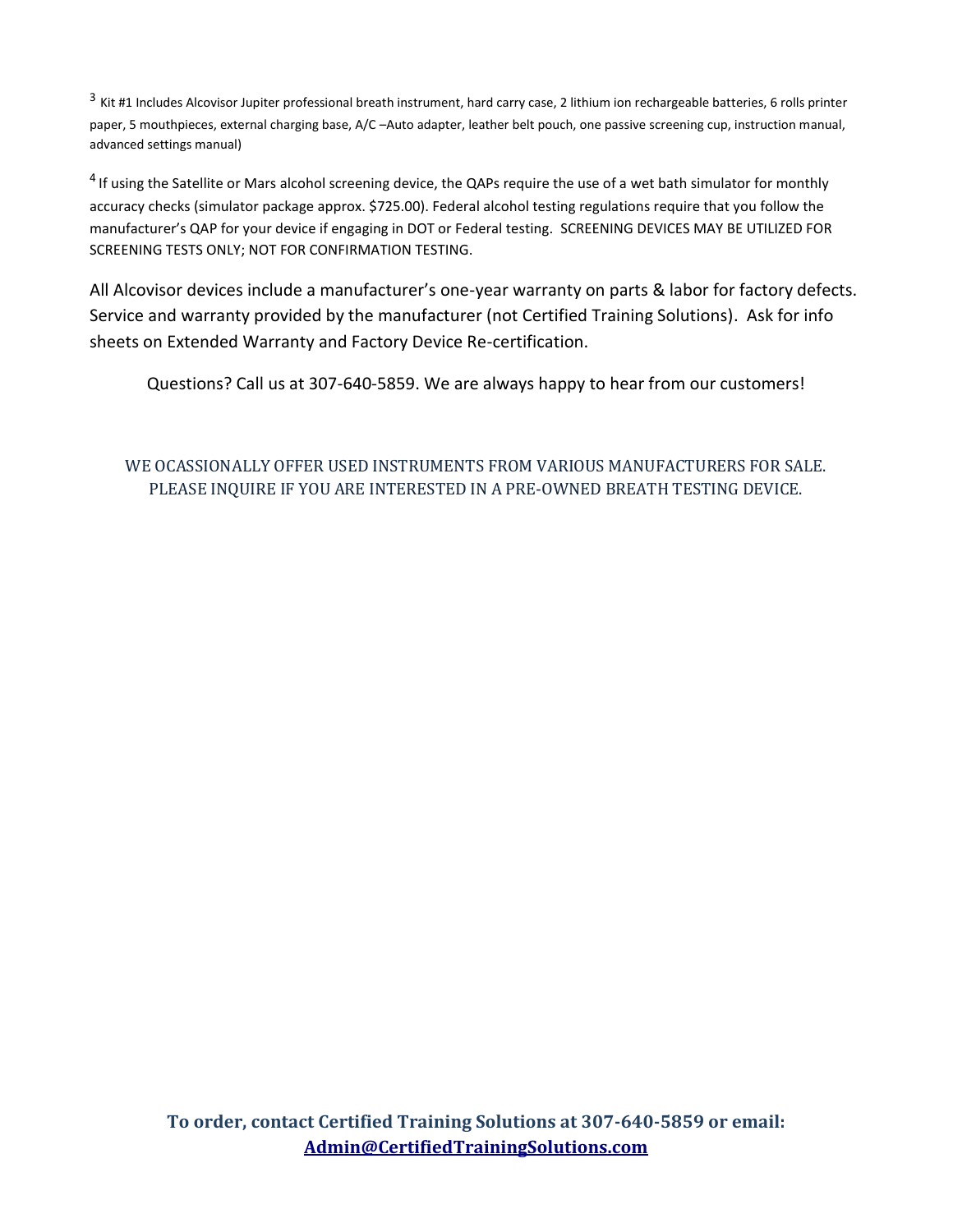[3] Kit #1 Includes Alcovisor Jupiter professional breath instrument, hard carry case, 2 lithium ion rechargeable batteries, 6 rolls printer paper, 5 mouthpieces, external charging base, A/C –Auto adapter, leather belt pouch, one passive screening cup, instruction manual, advanced settings manual)

[4] If using the Satellite or Mars alcohol screening device, the QAPs require the use of a wet bath simulator for monthly accuracy checks (simulator package approx. $725.00). Federal alcohol testing regulations require that you follow the manufacturer's QAP for your device if engaging in DOT or Federal testing. SCREENING DEVICES MAY BE UTILIZED FOR SCREENING TESTS ONLY; NOT FOR CONFIRMATION TESTING.

All Alcovisor devices include a manufacturer's one-year warranty on parts & labor for factory defects. Service and warranty provided by the manufacturer (not Certified Training Solutions). Ask for info sheets on Extended Warranty and Factory Device Re-certification.

Questions? Call us at 307-640-5859. We are always happy to hear from our customers!

WE OCASSIONALLY OFFER USED INSTRUMENTS FROM VARIOUS MANUFACTURERS FOR SALE. PLEASE INQUIRE IF YOU ARE INTERESTED IN A PRE-OWNED BREATH TESTING DEVICE.

**To order, contact Certified Training Solutions at 307-640-5859 or email: Admin@CertifiedTrainingSolutions.com**